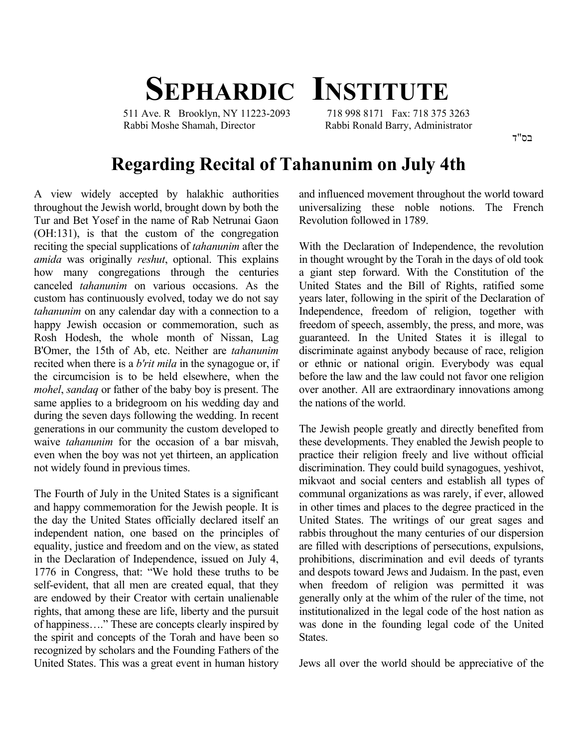# Sephardic Institute

511 Ave. R Brooklyn, NY 11223-2093 718 998 8171 Fax: 718 375 3263
Rabbi Moshe Shamah, Director Rabbi Ronald Barry, Administrator

בס"ד

## Regarding Recital of Tahanunim on July 4th

A view widely accepted by halakhic authorities throughout the Jewish world, brought down by both the Tur and Bet Yosef in the name of Rab Netrunai Gaon (OH:131), is that the custom of the congregation reciting the special supplications of *tahanunim* after the *amida* was originally *reshut*, optional. This explains how many congregations through the centuries canceled *tahanunim* on various occasions. As the custom has continuously evolved, today we do not say *tahanunim* on any calendar day with a connection to a happy Jewish occasion or commemoration, such as Rosh Hodesh, the whole month of Nissan, Lag B'Omer, the 15th of Ab, etc. Neither are *tahanunim* recited when there is a *b'rit mila* in the synagogue or, if the circumcision is to be held elsewhere, when the *mohel*, *sandaq* or father of the baby boy is present. The same applies to a bridegroom on his wedding day and during the seven days following the wedding. In recent generations in our community the custom developed to waive *tahanunim* for the occasion of a bar misvah, even when the boy was not yet thirteen, an application not widely found in previous times.

The Fourth of July in the United States is a significant and happy commemoration for the Jewish people. It is the day the United States officially declared itself an independent nation, one based on the principles of equality, justice and freedom and on the view, as stated in the Declaration of Independence, issued on July 4, 1776 in Congress, that: "We hold these truths to be self-evident, that all men are created equal, that they are endowed by their Creator with certain unalienable rights, that among these are life, liberty and the pursuit of happiness…." These are concepts clearly inspired by the spirit and concepts of the Torah and have been so recognized by scholars and the Founding Fathers of the United States. This was a great event in human history and influenced movement throughout the world toward universalizing these noble notions. The French Revolution followed in 1789.

With the Declaration of Independence, the revolution in thought wrought by the Torah in the days of old took a giant step forward. With the Constitution of the United States and the Bill of Rights, ratified some years later, following in the spirit of the Declaration of Independence, freedom of religion, together with freedom of speech, assembly, the press, and more, was guaranteed. In the United States it is illegal to discriminate against anybody because of race, religion or ethnic or national origin. Everybody was equal before the law and the law could not favor one religion over another. All are extraordinary innovations among the nations of the world.

The Jewish people greatly and directly benefited from these developments. They enabled the Jewish people to practice their religion freely and live without official discrimination. They could build synagogues, yeshivot, mikvaot and social centers and establish all types of communal organizations as was rarely, if ever, allowed in other times and places to the degree practiced in the United States. The writings of our great sages and rabbis throughout the many centuries of our dispersion are filled with descriptions of persecutions, expulsions, prohibitions, discrimination and evil deeds of tyrants and despots toward Jews and Judaism. In the past, even when freedom of religion was permitted it was generally only at the whim of the ruler of the time, not institutionalized in the legal code of the host nation as was done in the founding legal code of the United States.

Jews all over the world should be appreciative of the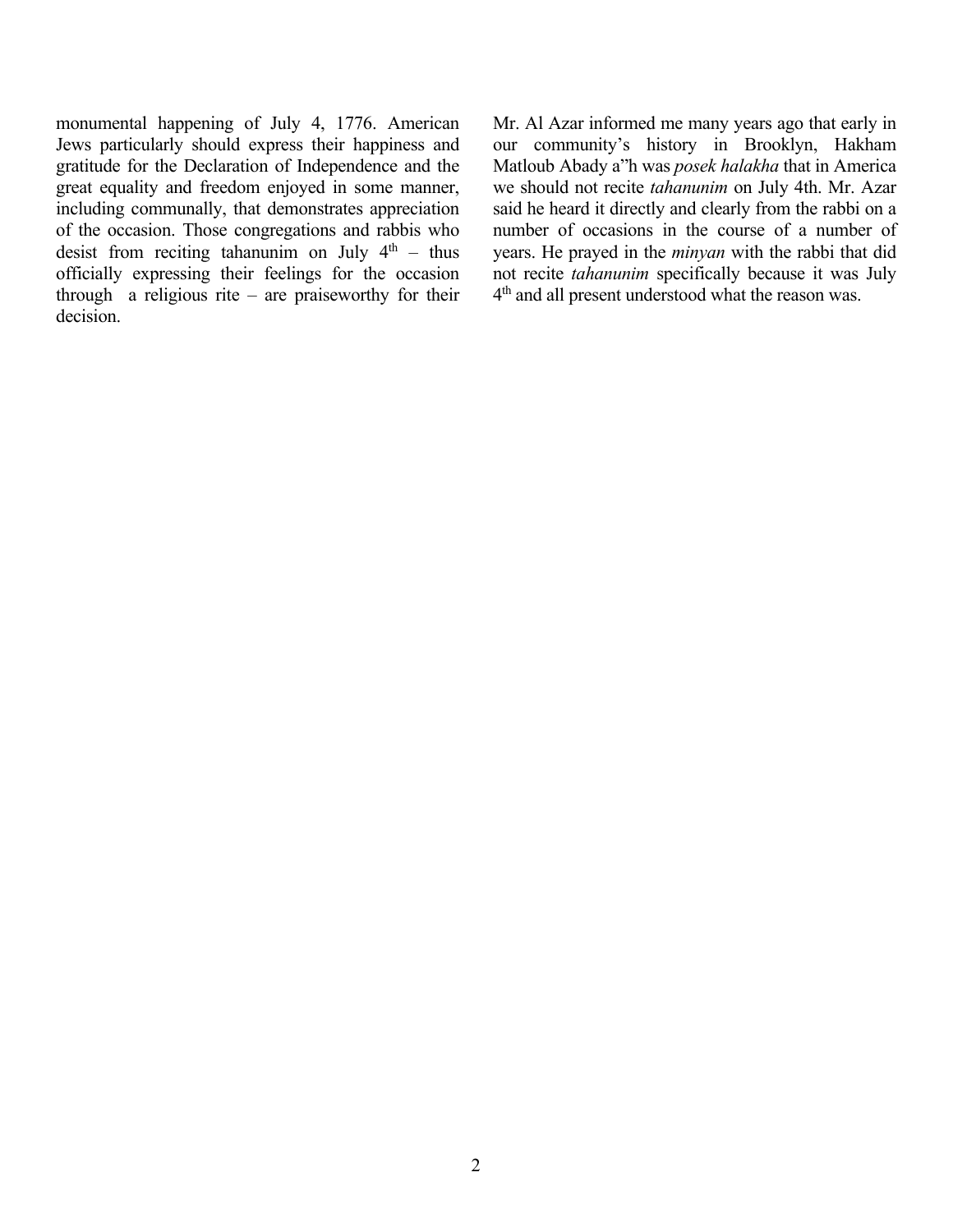monumental happening of July 4, 1776. American Jews particularly should express their happiness and gratitude for the Declaration of Independence and the great equality and freedom enjoyed in some manner, including communally, that demonstrates appreciation of the occasion. Those congregations and rabbis who desist from reciting tahanunim on July 4th – thus officially expressing their feelings for the occasion through a religious rite – are praiseworthy for their decision.

Mr. Al Azar informed me many years ago that early in our community's history in Brooklyn, Hakham Matloub Abady a"h was *posek halakha* that in America we should not recite *tahanunim* on July 4th. Mr. Azar said he heard it directly and clearly from the rabbi on a number of occasions in the course of a number of years. He prayed in the *minyan* with the rabbi that did not recite *tahanunim* specifically because it was July 4th and all present understood what the reason was.